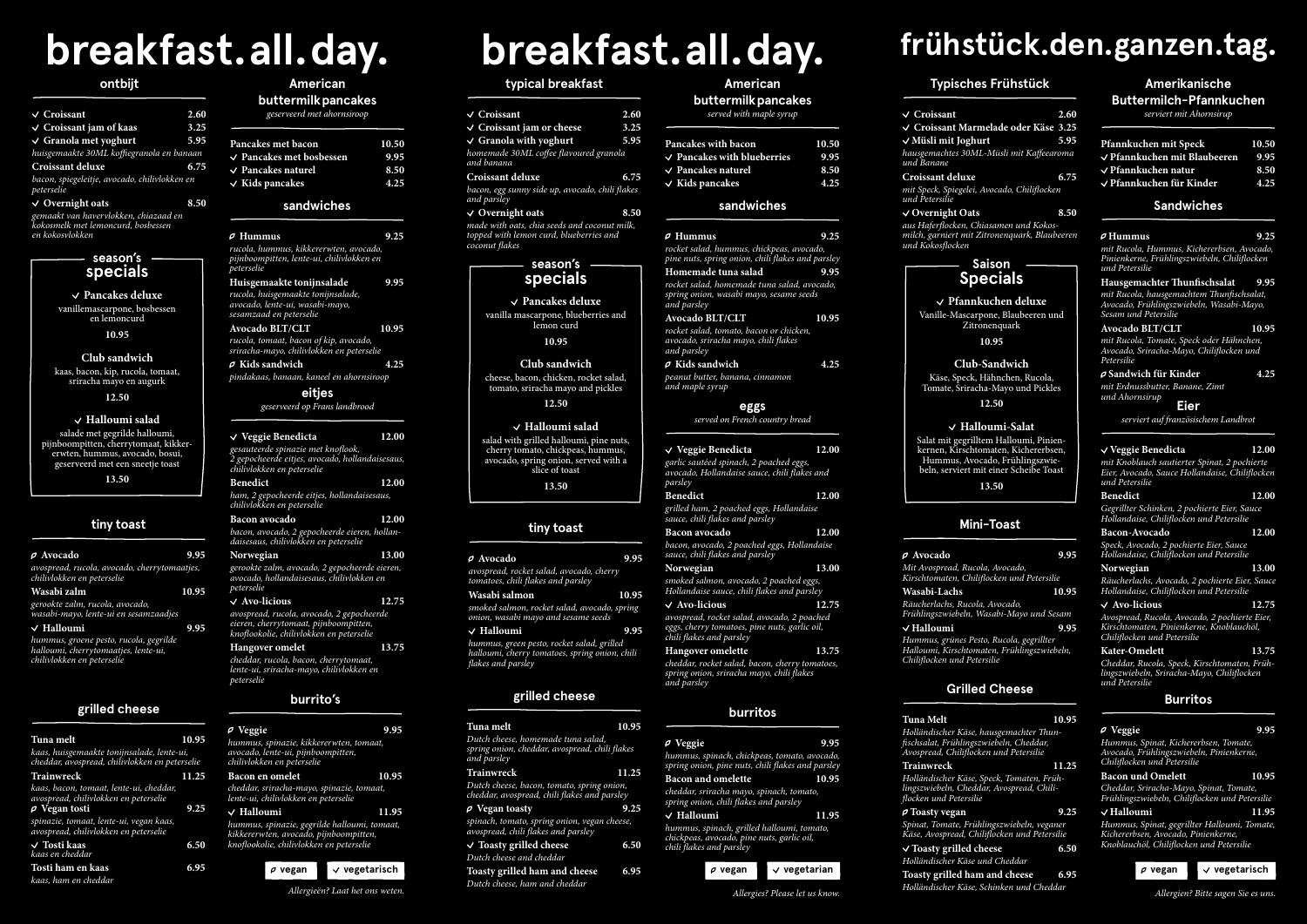# breakfast. all. day.

## ontbijt

- ✓ Croissant 2.60
- ✓ Croissant jam of kaas 3.25
- ✓ Granola met yoghurt 5.95

*huisgemaakte 30ML koffiegranola en banaan*

**Croissant deluxe** 6.75

*bacon, spiegeleitje, avocado, chilivlokken en peterselie*

✓ **Overnight oats** 8.50

*gemaakt van havervlokken, chiazaad en kokosmelk met lemoncurd, bosbessen en kokosvlokken*

### season's specials

✓ **Pancakes deluxe**

vanillemascarpone, bosbessen en lemoncurd

10.95

**Club sandwich**

kaas, bacon, kip, rucola, tomaat, sriracha mayo en augurk

12.50

✓ **Halloumi salad**

salade met gegrilde halloumi, pijnboompitten, cherrytomaat, kikkererwten, hummus, avocado, bosui, geserveerd met een sneetje toast

13.50

## tiny toast

Ø **Avocado** 9.95

*avospread, rucola, avocado, cherrytomaatjes, chilivlokken en peterselie*

**Wasabi zalm** 10.95

*gerookte zalm, rucola, avocado, wasabi-mayo, lente-ui en sesamzaadjes*

✓ **Halloumi** 9.95

*hummus, groene pesto, rucola, gegrilde halloumi, cherrytomaatjes, lente-ui, chilivlokken en peterselie*

## grilled cheese

**Tuna melt** 10.95

*kaas, huisgemaakte tonijnsalade, lente-ui, cheddar, avospread, chilivlokken en peterselie*

**Trainwreck** 11.25

*kaas, bacon, tomaat, lente-ui, cheddar, avospread, chilivlokken en peterselie*

Ø **Vegan tosti** 9.25

*spinazie, tomaat, lente-ui, vegan kaas, avospread, chilivlokken en peterselie*

✓ **Tosti kaas** 6.50

*kaas en cheddar*

**Tosti ham en kaas** 6.95

*kaas, ham en cheddar*

## American buttermilk pancakes

*geserveerd met ahornsiroop*

- Pancakes met bacon 10.50
- ✓ Pancakes met bosbessen 9.95
- ✓ Pancakes naturel 8.50
- ✓ Kids pancakes 4.25

## sandwiches

Ø **Hummus** 9.25

*rucola, hummus, kikkererwten, avocado, pijnboompitten, lente-ui, chilivlokken en peterselie*

**Huisgemaakte tonijnsalade** 9.95

*rucola, huisgemaakte tonijnsalade, avocado, lente-ui, wasabi-mayo, sesamzaad en peterselie*

**Avocado BLT/CLT** 10.95

*rucola, tomaat, bacon of kip, avocado, sriracha-mayo, chilivlokken en peterselie*

Ø **Kids sandwich** 4.25

*pindakaas, banaan, kaneel en ahornsiroop*

## eitjes

*geserveerd op Frans landbrood*

✓ **Veggie Benedicta** 12.00

*gesauteerde spinazie met knoflook, 2 gepocheerde eitjes, avocado, hollandaisesaus, chilivlokken en peterselie*

**Benedict** 12.00

*ham, 2 gepocheerde eitjes, hollandaisesaus, chilivlokken en peterselie*

**Bacon avocado** 12.00

*bacon, avocado, 2 gepocheerde eieren, hollandaisesaus, chilivlokken en peterselie*

**Norwegian** 13.00

*gerookte zalm, avocado, 2 gepocheerde eieren, avocado, hollandaisesaus, chilivlokken en peterselie*

✓ **Avo-licious** 12.75

*avospread, rucola, avocado, 2 gepocheerde eieren, cherrytomaat, pijnboompitten, knoflookolie, chilivlokken en peterselie*

**Hangover omelet** 13.75

*cheddar, rucola, bacon, cherrytomaat, lente-ui, sriracha-mayo, chilivlokken en peterselie*

## burrito's

Ø **Veggie** 9.95

*hummus, spinazie, kikkererwten, tomaat, avocado, lente-ui, pijnboompitten, chilivlokken en peterselie*

**Bacon en omelet** 10.95

*cheddar, sriracha-mayo, spinazie, tomaat, lente-ui, chilivlokken en peterselie*

✓ **Halloumi** 11.95

*hummus, spinazie, gegrilde halloumi, tomaat, kikkererwten, avocado, pijnboompitten, knoflookolie, chilivlokken en peterselie*

Ø vegan ✓ vegetarisch

*Allergieën? Laat het ons weten.*

# breakfast. all. day.

## typical breakfast

- ✓ Croissant 2.60
- ✓ Croissant jam or cheese 3.25
- ✓ Granola with yoghurt 5.95

*homemade 30ML coffee flavoured granola and banana*

**Croissant deluxe** 6.75

*bacon, egg sunny side up, avocado, chili flakes and parsley*

✓ **Overnight oats** 8.50

*made with oats, chia seeds and coconut milk, topped with lemon curd, blueberries and coconut flakes*

### season's specials

✓ **Pancakes deluxe**

vanilla mascarpone, blueberries and lemon curd

10.95

**Club sandwich**

cheese, bacon, chicken, rocket salad, tomato, sriracha mayo and pickles

12.50

✓ **Halloumi salad**

salad with grilled halloumi, pine nuts, cherry tomato, chickpeas, hummus, avocado, spring onion, served with a slice of toast

13.50

## tiny toast

Ø **Avocado** 9.95

*avospread, rocket salad, avocado, cherry tomatoes, chili flakes and parsley*

**Wasabi salmon** 10.95

*smoked salmon, rocket salad, avocado, spring onion, wasabi mayo and sesame seeds*

✓ **Halloumi** 9.95

*hummus, green pesto, rocket salad, grilled halloumi, cherry tomatoes, spring onion, chili flakes and parsley*

## grilled cheese

**Tuna melt** 10.95

*Dutch cheese, homemade tuna salad, spring onion, cheddar, avospread, chili flakes and parsley*

**Trainwreck** 11.25

*Dutch cheese, bacon, tomato, spring onion, cheddar, avospread, chili flakes and parsley*

Ø **Vegan toasty** 9.25

*spinach, tomato, spring onion, vegan cheese, avospread, chili flakes and parsley*

✓ **Toasty grilled cheese** 6.50

*Dutch cheese and cheddar*

**Toasty grilled ham and cheese** 6.95

*Dutch cheese, ham and cheddar*

## American buttermilk pancakes

*served with maple syrup*

- Pancakes with bacon 10.50
- ✓ Pancakes with blueberries 9.95
- ✓ Pancakes naturel 8.50
- ✓ Kids pancakes 4.25

## sandwiches

Ø **Hummus** 9.25

*rocket salad, hummus, chickpeas, avocado, pine nuts, spring onion, chili flakes and parsley*

**Homemade tuna salad** 9.95

*rocket salad, homemade tuna salad, avocado, spring onion, wasabi mayo, sesame seeds and parsley*

**Avocado BLT/CLT** 10.95

*rocket salad, tomato, bacon or chicken, avocado, sriracha mayo, chili flakes and parsley*

Ø **Kids sandwich** 4.25

*peanut butter, banana, cinnamon and maple syrup*

## eggs

*served on French country bread*

✓ **Veggie Benedicta** 12.00

*garlic sautéed spinach, 2 poached eggs, avocado, Hollandaise sauce, chili flakes and parsley*

**Benedict** 12.00

*grilled ham, 2 poached eggs, Hollandaise sauce, chili flakes and parsley*

**Bacon avocado** 12.00

*bacon, avocado, 2 poached eggs, Hollandaise sauce, chili flakes and parsley*

**Norwegian** 13.00

*smoked salmon, avocado, 2 poached eggs, Hollandaise sauce, chili flakes and parsley*

✓ **Avo-licious** 12.75

*avospread, rocket salad, avocado, 2 poached eggs, cherry tomatoes, pine nuts, garlic oil, chili flakes and parsley*

**Hangover omelette** 13.75

*cheddar, rocket salad, bacon, cherry tomatoes, spring onion, sriracha mayo, chili flakes and parsley*

## burritos

Ø **Veggie** 9.95

*hummus, spinach, chickpeas, tomato, avocado, spring onion, pine nuts, chili flakes and parsley*

**Bacon and omelette** 10.95

*cheddar, sriracha mayo, spinach, tomato, spring onion, chili flakes and parsley*

✓ **Halloumi** 11.95

*hummus, spinach, grilled halloumi, tomato, chickpeas, avocado, pine nuts, garlic oil, chili flakes and parsley*

Ø vegan ✓ vegetarian

*Allergies? Please let us know.*

# frühstück.den.ganzen.tag.

## Typisches Frühstück

- ✓ Croissant 2.60
- ✓ Croissant Marmelade oder Käse 3.25
- ✓ Müsli mit Joghurt 5.95

*hausgemachtes 30ML-Müsli mit Kaffeearoma und Banane*

**Croissant deluxe** 6.75

*mit Speck, Spiegelei, Avocado, Chiliflocken und Petersilie*

✓ **Overnight Oats** 8.50

*aus Haferflocken, Chiasamen und Kokosmilch, garniert mit Zitronenquark, Blaubeeren und Kokosflocken*

### Saison Specials

✓ **Pfannkuchen deluxe**

Vanille-Mascarpone, Blaubeeren und Zitronenquark

10.95

**Club-Sandwich**

Käse, Speck, Hähnchen, Rucola, Tomate, Sriracha-Mayo und Pickles

12.50

✓ **Halloumi-Salat**

Salat mit gegrilltem Halloumi, Pinienkernen, Kirschtomaten, Kichererbsen, Hummus, Avocado, Frühlingszwiebeln, serviert mit einer Scheibe Toast

13.50

## Mini-Toast

Ø **Avocado** 9.95

*Mit Avospread, Rucola, Avocado, Kirschtomaten, Chiliflocken und Petersilie*

**Wasabi-Lachs** 10.95

*Räucherlachs, Rucola, Avocado, Frühlingszwiebeln, Wasabi-Mayo und Sesam*

✓ **Halloumi** 9.95

*Hummus, grünes Pesto, Rucola, gegrillter Halloumi, Kirschtomaten, Frühlingszwiebeln, Chiliflocken und Petersilie*

## Grilled Cheese

**Tuna Melt** 10.95

*Holländischer Käse, hausgemachter Thunfischsalat, Frühlingszwiebeln, Cheddar, Avospread, Chiliflocken und Petersilie*

**Trainwreck** 11.25

*Holländischer Käse, Speck, Tomaten, Frühlingszwiebeln, Cheddar, Avospread, Chiliflocken und Petersilie*

Ø **Toasty vegan** 9.25

*Spinat, Tomate, Frühlingszwiebeln, veganer Käse, Avospread, Chiliflocken und Petersilie*

✓ **Toasty grilled cheese** 6.50

*Holländischer Käse und Cheddar*

**Toasty grilled ham and cheese** 6.95

*Holländischer Käse, Schinken und Cheddar*

## Amerikanische Buttermilch-Pfannkuchen

*serviert mit Ahornsirup*

- Pfannkuchen mit Speck 10.50
- ✓ Pfannkuchen mit Blaubeeren 9.95
- ✓ Pfannkuchen natur 8.50
- ✓ Pfannkuchen für Kinder 4.25

## Sandwiches

Ø **Hummus** 9.25

*mit Rucola, Hummus, Kichererbsen, Avocado, Pinienkerne, Frühlingszwiebeln, Chiliflocken und Petersilie*

**Hausgemachter Thunfischsalat** 9.95

*mit Rucola, hausgemachtem Thunfischsalat, Avocado, Frühlingszwiebeln, Wasabi-Mayo, Sesam und Petersilie*

**Avocado BLT/CLT** 10.95

*mit Rucola, Tomate, Speck oder Hähnchen, Avocado, Sriracha-Mayo, Chiliflocken und Petersilie*

Ø **Sandwich für Kinder** 4.25

*mit Erdnussbutter, Banane, Zimt und Ahornsirup*

## Eier

*serviert auf französischem Landbrot*

✓ **Veggie Benedicta** 12.00

*mit Knoblauch sautierter Spinat, 2 pochierte Eier, Avocado, Sauce Hollandaise, Chiliflocken und Petersilie*

**Benedict** 12.00

*Gegrillter Schinken, 2 pochierte Eier, Sauce Hollandaise, Chiliflocken und Petersilie*

**Bacon-Avocado** 12.00

*Speck, Avocado, 2 pochierte Eier, Sauce Hollandaise, Chiliflocken und Petersilie*

**Norwegian** 13.00

*Räucherlachs, Avocado, 2 pochierte Eier, Sauce Hollandaise, Chiliflocken und Petersilie*

✓ **Avo-licious** 12.75

*Avospread, Rucola, Avocado, 2 pochierte Eier, Kirschtomaten, Pinienkerne, Knoblauchöl, Chiliflocken und Petersilie*

**Kater-Omelett** 13.75

*Cheddar, Rucola, Speck, Kirschtomaten, Frühlingszwiebeln, Sriracha-Mayo, Chiliflocken und Petersilie*

## Burritos

Ø **Veggie** 9.95

*Hummus, Spinat, Kichererbsen, Tomate, Avocado, Frühlingszwiebeln, Pinienkerne, Chiliflocken und Petersilie*

**Bacon und Omelett** 10.95

*Cheddar, Sriracha-Mayo, Spinat, Tomate, Frühlingszwiebeln, Chiliflocken und Petersilie*

✓ **Halloumi** 11.95

*Hummus, Spinat, gegrillter Halloumi, Tomate, Kichererbsen, Avocado, Pinienkerne, Knoblauchöl, Chiliflocken und Petersilie*

Ø vegan ✓ vegetarisch

*Allergien? Bitte sagen Sie es uns.*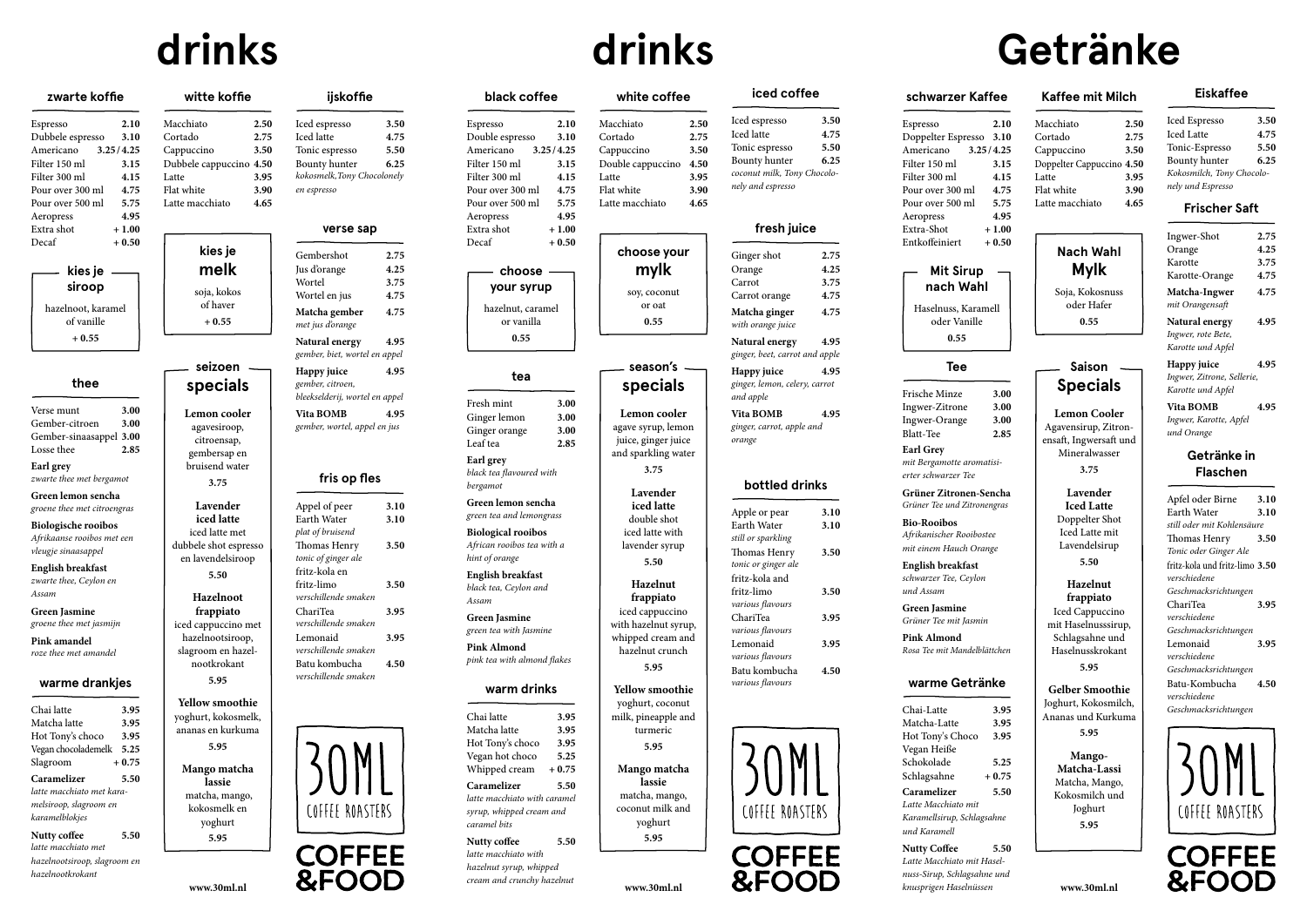# drinks

## zwarte koffie

| | |
|---|---|
| Espresso | 2.10 |
| Dubbele espresso | 3.10 |
| Americano | 3.25 / 4.25 |
| Filter 150 ml | 3.15 |
| Filter 300 ml | 4.15 |
| Pour over 300 ml | 4.75 |
| Pour over 500 ml | 5.75 |
| Aeropress | 4.95 |
| Extra shot | + 1.00 |
| Decaf | + 0.50 |

### kies je siroop

hazelnoot, karamel of vanille

**+ 0.55**

## thee

| | |
|---|---|
| Verse munt | 3.00 |
| Gember-citroen | 3.00 |
| Gember-sinaasappel | 3.00 |
| Losse thee | 2.85 |

**Earl grey**
*zwarte thee met bergamot*

**Green lemon sencha**
*groene thee met citroengras*

**Biologische rooibos**
*Afrikaanse rooibos met een vleugje sinaasappel*

**English breakfast**
*zwarte thee, Ceylon en Assam*

**Green Jasmine**
*groene thee met jasmijn*

**Pink amandel**
*roze thee met amandel*

## warme drankjes

| | |
|---|---|
| Chai latte | 3.95 |
| Matcha latte | 3.95 |
| Hot Tony's choco | 3.95 |
| Vegan chocolademelk | 5.25 |
| Slagroom | + 0.75 |

**Caramelizer** **5.50**
*latte macchiato met karamelsiroop, slagroom en karamelblokjes*

**Nutty coffee** **5.50**
*latte macchiato met hazelnootsiroop, slagroom en hazelnootkrokant*

## witte koffie

| | |
|---|---|
| Macchiato | 2.50 |
| Cortado | 2.75 |
| Cappuccino | 3.50 |
| Dubbele cappuccino | 4.50 |
| Latte | 3.95 |
| Flat white | 3.90 |
| Latte macchiato | 4.65 |

### kies je melk

soja, kokos of haver

**+ 0.55**

### seizoen specials

**Lemon cooler**
agavesiroop, citroensap, gembersap en bruisend water
**3.75**

**Lavender iced latte**
iced latte met dubbele shot espresso en lavendelsiroop
**5.50**

**Hazelnoot frappiato**
iced cappuccino met hazelnootsiroop, slagroom en hazelnootkrokant
**5.95**

**Yellow smoothie**
yoghurt, kokosmelk, ananas en kurkuma
**5.95**

**Mango matcha lassie**
matcha, mango, kokosmelk en yoghurt
**5.95**

www.30ml.nl

## ijskoffie

| | |
|---|---|
| Iced espresso | 3.50 |
| Iced latte | 4.75 |
| Tonic espresso | 5.50 |
| Bounty hunter | 6.25 |

*kokosmelk,Tony Chocolonely en espresso*

## verse sap

| | |
|---|---|
| Gembershot | 2.75 |
| Jus d'orange | 4.25 |
| Wortel | 3.75 |
| Wortel en jus | 4.75 |

**Matcha gember** **4.75**
*met jus d'orange*

**Natural energy** **4.95**
*gember, biet, wortel en appel*

**Happy juice** **4.95**
*gember, citroen, bleekselderij, wortel en appel*

**Vita BOMB** **4.95**
*gember, wortel, appel en jus*

## fris op fles

| | |
|---|---|
| Appel of peer | 3.10 |
| Earth Water *plat of bruisend* | 3.10 |
| Thomas Henry *tonic of ginger ale* | 3.50 |
| fritz-kola en fritz-limo *verschillende smaken* | 3.50 |
| ChariTea *verschillende smaken* | 3.95 |
| Lemonaid *verschillende smaken* | 3.95 |
| Batu kombucha *verschillende smaken* | 4.50 |

30ML COFFEE ROASTERS

COFFEE &FOOD

# drinks

## black coffee

| | |
|---|---|
| Espresso | 2.10 |
| Double espresso | 3.10 |
| Americano | 3.25 / 4.25 |
| Filter 150 ml | 3.15 |
| Filter 300 ml | 4.15 |
| Pour over 300 ml | 4.75 |
| Pour over 500 ml | 5.75 |
| Aeropress | 4.95 |
| Extra shot | + 1.00 |
| Decaf | + 0.50 |

### choose your syrup

hazelnut, caramel or vanilla

**0.55**

## tea

| | |
|---|---|
| Fresh mint | 3.00 |
| Ginger lemon | 3.00 |
| Ginger orange | 3.00 |
| Leaf tea | 2.85 |

**Earl grey**
*black tea flavoured with bergamot*

**Green lemon sencha**
*green tea and lemongrass*

**Biological rooibos**
*African rooibos tea with a hint of orange*

**English breakfast**
*black tea, Ceylon and Assam*

**Green Jasmine**
*green tea with Jasmine*

**Pink Almond**
*pink tea with almond flakes*

## warm drinks

| | |
|---|---|
| Chai latte | 3.95 |
| Matcha latte | 3.95 |
| Hot Tony's choco | 3.95 |
| Vegan hot choco | 5.25 |
| Whipped cream | + 0.75 |

**Caramelizer** **5.50**
*latte macchiato with caramel syrup, whipped cream and caramel bits*

**Nutty coffee** **5.50**
*latte macchiato with hazelnut syrup, whipped cream and crunchy hazelnut*

## white coffee

| | |
|---|---|
| Macchiato | 2.50 |
| Cortado | 2.75 |
| Cappuccino | 3.50 |
| Double cappuccino | 4.50 |
| Latte | 3.95 |
| Flat white | 3.90 |
| Latte macchiato | 4.65 |

### choose your mylk

soy, coconut or oat

**0.55**

### season's specials

**Lemon cooler**
agave syrup, lemon juice, ginger juice and sparkling water
**3.75**

**Lavender iced latte**
double shot iced latte with lavender syrup
**5.50**

**Hazelnut frappiato**
iced cappuccino with hazelnut syrup, whipped cream and hazelnut crunch
**5.95**

**Yellow smoothie**
yoghurt, coconut milk, pineapple and turmeric
**5.95**

**Mango matcha lassie**
matcha, mango, coconut milk and yoghurt
**5.95**

www.30ml.nl

## iced coffee

| | |
|---|---|
| Iced espresso | 3.50 |
| Iced latte | 4.75 |
| Tonic espresso | 5.50 |
| Bounty hunter | 6.25 |

*coconut milk, Tony Chocolonely and espresso*

## fresh juice

| | |
|---|---|
| Ginger shot | 2.75 |
| Orange | 4.25 |
| Carrot | 3.75 |
| Carrot orange | 4.75 |

**Matcha ginger** **4.75**
*with orange juice*

**Natural energy** **4.95**
*ginger, beet, carrot and apple*

**Happy juice** **4.95**
*ginger, lemon, celery, carrot and apple*

**Vita BOMB** **4.95**
*ginger, carrot, apple and orange*

## bottled drinks

| | |
|---|---|
| Apple or pear | 3.10 |
| Earth Water *still or sparkling* | 3.10 |
| Thomas Henry *tonic or ginger ale* | 3.50 |
| fritz-kola and fritz-limo *various flavours* | 3.50 |
| ChariTea *various flavours* | 3.95 |
| Lemonaid *various flavours* | 3.95 |
| Batu kombucha *various flavours* | 4.50 |

30ML COFFEE ROASTERS

COFFEE &FOOD

# Getränke

## schwarzer Kaffee

| | |
|---|---|
| Espresso | 2.10 |
| Doppelter Espresso | 3.10 |
| Americano | 3.25 / 4.25 |
| Filter 150 ml | 3.15 |
| Filter 300 ml | 4.15 |
| Pour over 300 ml | 4.75 |
| Pour over 500 ml | 5.75 |
| Aeropress | 4.95 |
| Extra-Shot | + 1.00 |
| Entkoffeiniert | + 0.50 |

### Mit Sirup nach Wahl

Haselnuss, Karamell oder Vanille

**0.55**

## Tee

| | |
|---|---|
| Frische Minze | 3.00 |
| Ingwer-Zitrone | 3.00 |
| Ingwer-Orange | 3.00 |
| Blatt-Tee | 2.85 |

**Earl Grey**
*mit Bergamotte aromatisierter schwarzer Tee*

**Grüner Zitronen-Sencha**
*Grüner Tee und Zitronengras*

**Bio-Rooibos**
*Afrikanischer Rooibostee mit einem Hauch Orange*

**English breakfast**
*schwarzer Tee, Ceylon und Assam*

**Green Jasmine**
*Grüner Tee mit Jasmin*

**Pink Almond**
*Rosa Tee mit Mandelblättchen*

## warme Getränke

| | |
|---|---|
| Chai-Latte | 3.95 |
| Matcha-Latte | 3.95 |
| Hot Tony's Choco | 3.95 |
| Vegan Heiße Schokolade | 5.25 |
| Schlagsahne | + 0.75 |

**Caramelizer** **5.50**
*Latte Macchiato mit Karamellsirup, Schlagsahne und Karamell*

**Nutty Coffee** **5.50**
*Latte Macchiato mit Haselnuss-Sirup, Schlagsahne und knusprigen Haselnüssen*

## Kaffee mit Milch

| | |
|---|---|
| Macchiato | 2.50 |
| Cortado | 2.75 |
| Cappuccino | 3.50 |
| Doppelter Cappuccino | 4.50 |
| Latte | 3.95 |
| Flat white | 3.90 |
| Latte macchiato | 4.65 |

### Nach Wahl Mylk

Soja, Kokosnuss oder Hafer

**0.55**

### Saison Specials

**Lemon Cooler**
Agavensirup, Zitronensaft, Ingwersaft und Mineralwasser
**3.75**

**Lavender Iced Latte**
Doppelter Shot Iced Latte mit Lavendelsirup
**5.50**

**Hazelnut frappiato**
Iced Cappuccino mit Haselnusssirup, Schlagsahne und Haselnusskrokant
**5.95**

**Gelber Smoothie**
Joghurt, Kokosmilch, Ananas und Kurkuma
**5.95**

**Mango-Matcha-Lassi**
Matcha, Mango, Kokosmilch und Joghurt
**5.95**

www.30ml.nl

## Eiskaffee

| | |
|---|---|
| Iced Espresso | 3.50 |
| Iced Latte | 4.75 |
| Tonic-Espresso | 5.50 |
| Bounty hunter | 6.25 |

*Kokosmilch, Tony Chocolonely und Espresso*

## Frischer Saft

| | |
|---|---|
| Ingwer-Shot | 2.75 |
| Orange | 4.25 |
| Karotte | 3.75 |
| Karotte-Orange | 4.75 |

**Matcha-Ingwer** **4.75**
*mit Orangensaft*

**Natural energy** **4.95**
*Ingwer, rote Bete, Karotte und Apfel*

**Happy juice** **4.95**
*Ingwer, Zitrone, Sellerie, Karotte und Apfel*

**Vita BOMB** **4.95**
*Ingwer, Karotte, Apfel und Orange*

## Getränke in Flaschen

| | |
|---|---|
| Apfel oder Birne | 3.10 |
| Earth Water *still oder mit Kohlensäure* | 3.10 |
| Thomas Henry *Tonic oder Ginger Ale* | 3.50 |
| fritz-kola und fritz-limo *verschiedene Geschmacksrichtungen* | 3.50 |
| ChariTea *verschiedene Geschmacksrichtungen* | 3.95 |
| Lemonaid *verschiedene Geschmacksrichtungen* | 3.95 |
| Batu-Kombucha *verschiedene Geschmacksrichtungen* | 4.50 |

30ML COFFEE ROASTERS

COFFEE &FOOD